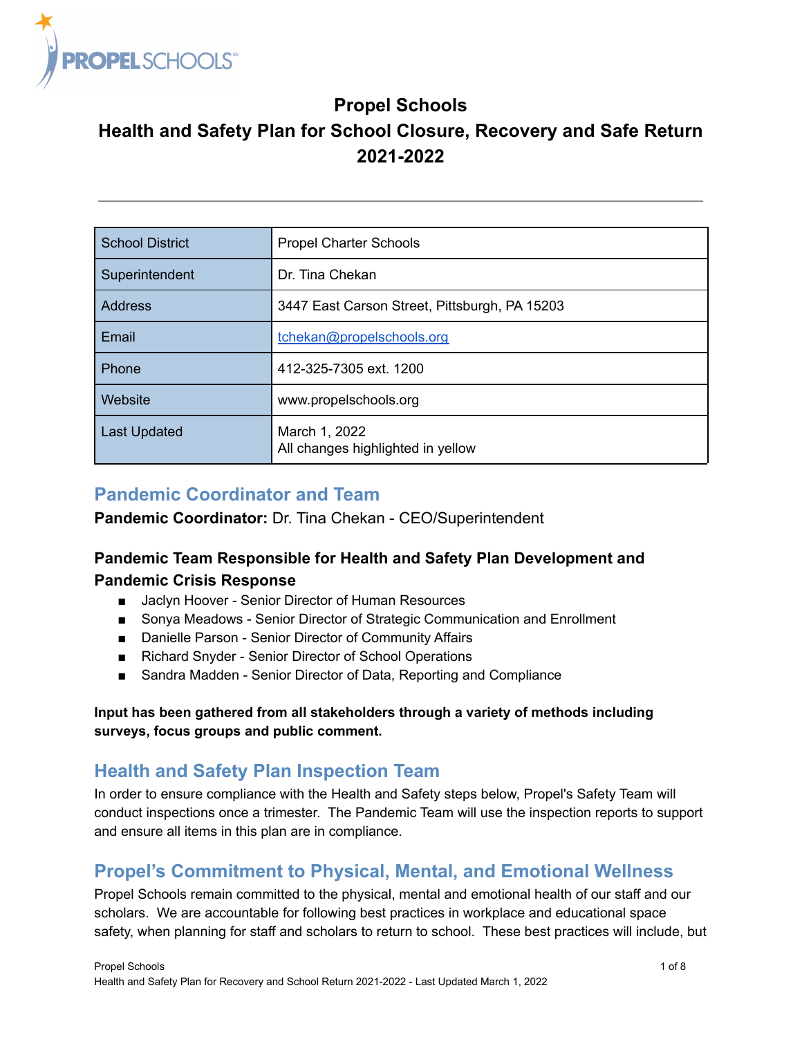# Propel Schools
# Health and Safety Plan for School Closure, Recovery and Safe Return 2021-2022

| School District | Propel Charter Schools |
|---|---|
| Superintendent | Dr. Tina Chekan |
| Address | 3447 East Carson Street, Pittsburgh, PA 15203 |
| Email | tchekan@propelschools.org |
| Phone | 412-325-7305 ext. 1200 |
| Website | www.propelschools.org |
| Last Updated | March 1, 2022<br>All changes highlighted in yellow |

## Pandemic Coordinator and Team

**Pandemic Coordinator:** Dr. Tina Chekan - CEO/Superintendent

### Pandemic Team Responsible for Health and Safety Plan Development and Pandemic Crisis Response

- Jaclyn Hoover - Senior Director of Human Resources
- Sonya Meadows - Senior Director of Strategic Communication and Enrollment
- Danielle Parson - Senior Director of Community Affairs
- Richard Snyder - Senior Director of School Operations
- Sandra Madden - Senior Director of Data, Reporting and Compliance

**Input has been gathered from all stakeholders through a variety of methods including surveys, focus groups and public comment.**

## Health and Safety Plan Inspection Team

In order to ensure compliance with the Health and Safety steps below, Propel's Safety Team will conduct inspections once a trimester. The Pandemic Team will use the inspection reports to support and ensure all items in this plan are in compliance.

## Propel's Commitment to Physical, Mental, and Emotional Wellness

Propel Schools remain committed to the physical, mental and emotional health of our staff and our scholars. We are accountable for following best practices in workplace and educational space safety, when planning for staff and scholars to return to school. These best practices will include, but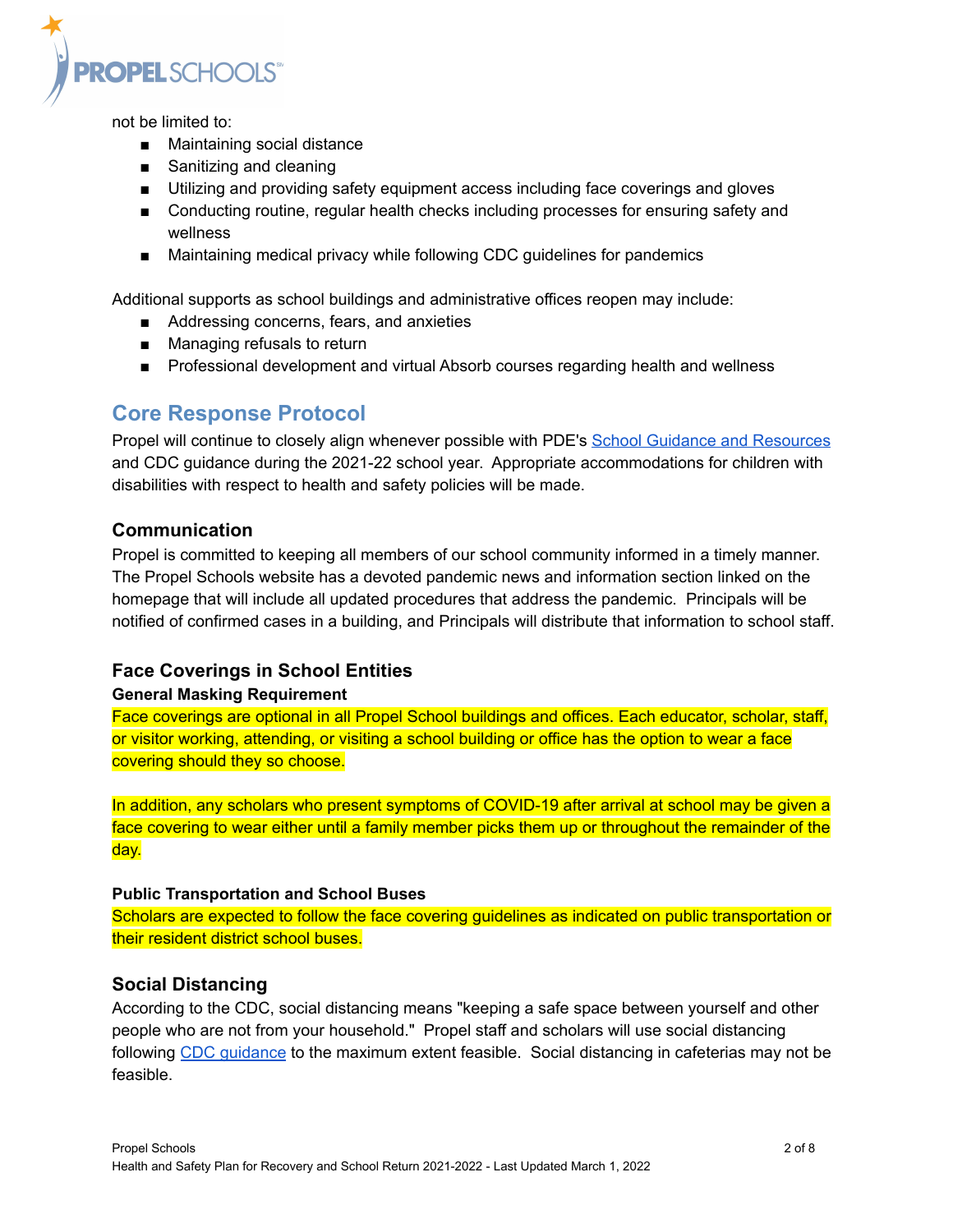not be limited to:

- Maintaining social distance
- Sanitizing and cleaning
- Utilizing and providing safety equipment access including face coverings and gloves
- Conducting routine, regular health checks including processes for ensuring safety and wellness
- Maintaining medical privacy while following CDC guidelines for pandemics

Additional supports as school buildings and administrative offices reopen may include:

- Addressing concerns, fears, and anxieties
- Managing refusals to return
- Professional development and virtual Absorb courses regarding health and wellness

## Core Response Protocol

Propel will continue to closely align whenever possible with PDE's School Guidance and Resources and CDC guidance during the 2021-22 school year. Appropriate accommodations for children with disabilities with respect to health and safety policies will be made.

### Communication

Propel is committed to keeping all members of our school community informed in a timely manner. The Propel Schools website has a devoted pandemic news and information section linked on the homepage that will include all updated procedures that address the pandemic. Principals will be notified of confirmed cases in a building, and Principals will distribute that information to school staff.

### Face Coverings in School Entities

**General Masking Requirement**

Face coverings are optional in all Propel School buildings and offices. Each educator, scholar, staff, or visitor working, attending, or visiting a school building or office has the option to wear a face covering should they so choose.

In addition, any scholars who present symptoms of COVID-19 after arrival at school may be given a face covering to wear either until a family member picks them up or throughout the remainder of the day.

**Public Transportation and School Buses**

Scholars are expected to follow the face covering guidelines as indicated on public transportation or their resident district school buses.

### Social Distancing

According to the CDC, social distancing means "keeping a safe space between yourself and other people who are not from your household." Propel staff and scholars will use social distancing following CDC guidance to the maximum extent feasible. Social distancing in cafeterias may not be feasible.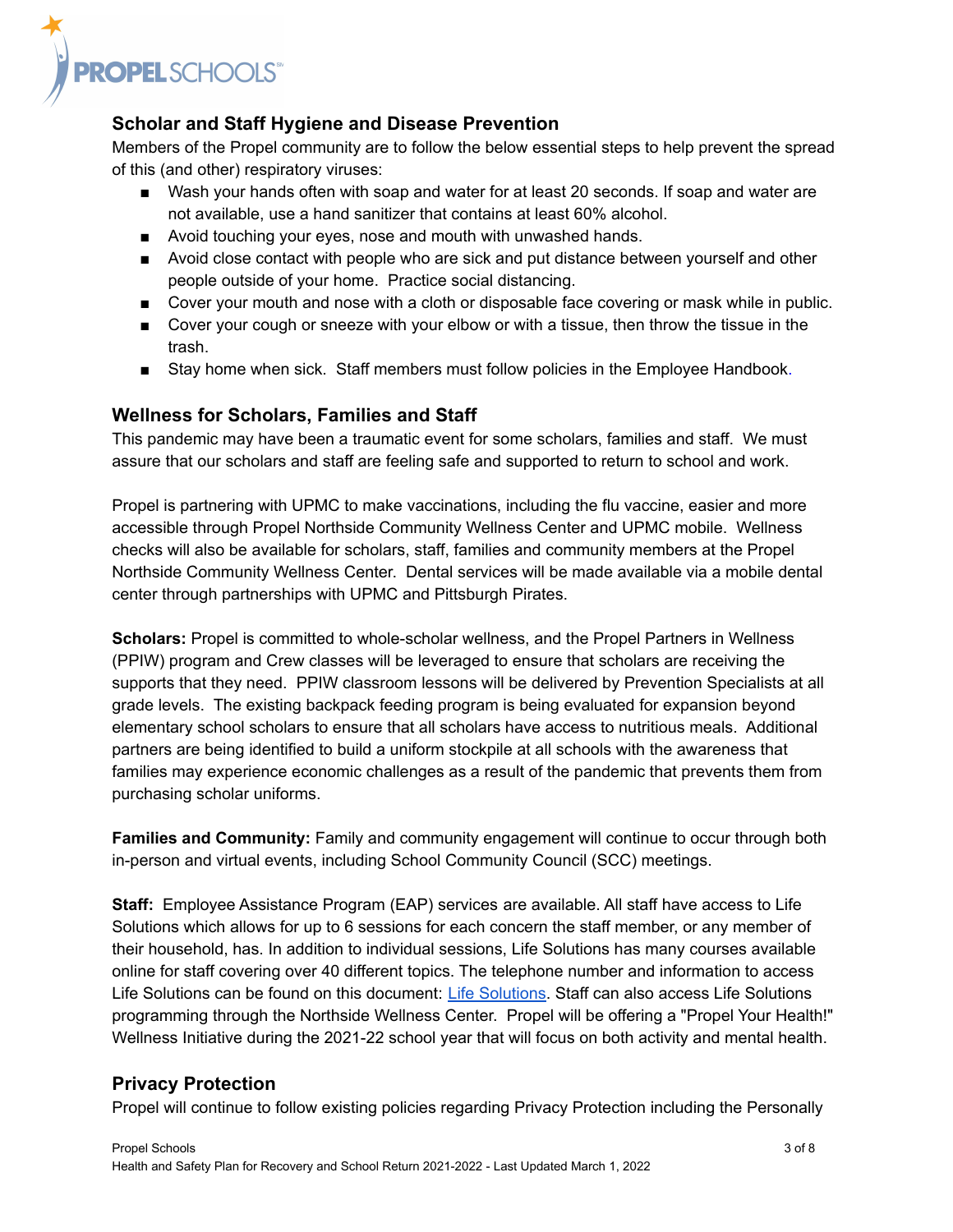## Scholar and Staff Hygiene and Disease Prevention

Members of the Propel community are to follow the below essential steps to help prevent the spread of this (and other) respiratory viruses:

- Wash your hands often with soap and water for at least 20 seconds. If soap and water are not available, use a hand sanitizer that contains at least 60% alcohol.
- Avoid touching your eyes, nose and mouth with unwashed hands.
- Avoid close contact with people who are sick and put distance between yourself and other people outside of your home. Practice social distancing.
- Cover your mouth and nose with a cloth or disposable face covering or mask while in public.
- Cover your cough or sneeze with your elbow or with a tissue, then throw the tissue in the trash.
- Stay home when sick. Staff members must follow policies in the Employee Handbook.

## Wellness for Scholars, Families and Staff

This pandemic may have been a traumatic event for some scholars, families and staff. We must assure that our scholars and staff are feeling safe and supported to return to school and work.

Propel is partnering with UPMC to make vaccinations, including the flu vaccine, easier and more accessible through Propel Northside Community Wellness Center and UPMC mobile. Wellness checks will also be available for scholars, staff, families and community members at the Propel Northside Community Wellness Center. Dental services will be made available via a mobile dental center through partnerships with UPMC and Pittsburgh Pirates.

**Scholars:** Propel is committed to whole-scholar wellness, and the Propel Partners in Wellness (PPIW) program and Crew classes will be leveraged to ensure that scholars are receiving the supports that they need. PPIW classroom lessons will be delivered by Prevention Specialists at all grade levels. The existing backpack feeding program is being evaluated for expansion beyond elementary school scholars to ensure that all scholars have access to nutritious meals. Additional partners are being identified to build a uniform stockpile at all schools with the awareness that families may experience economic challenges as a result of the pandemic that prevents them from purchasing scholar uniforms.

**Families and Community:** Family and community engagement will continue to occur through both in-person and virtual events, including School Community Council (SCC) meetings.

**Staff:** Employee Assistance Program (EAP) services are available. All staff have access to Life Solutions which allows for up to 6 sessions for each concern the staff member, or any member of their household, has. In addition to individual sessions, Life Solutions has many courses available online for staff covering over 40 different topics. The telephone number and information to access Life Solutions can be found on this document: Life Solutions. Staff can also access Life Solutions programming through the Northside Wellness Center. Propel will be offering a "Propel Your Health!" Wellness Initiative during the 2021-22 school year that will focus on both activity and mental health.

## Privacy Protection

Propel will continue to follow existing policies regarding Privacy Protection including the Personally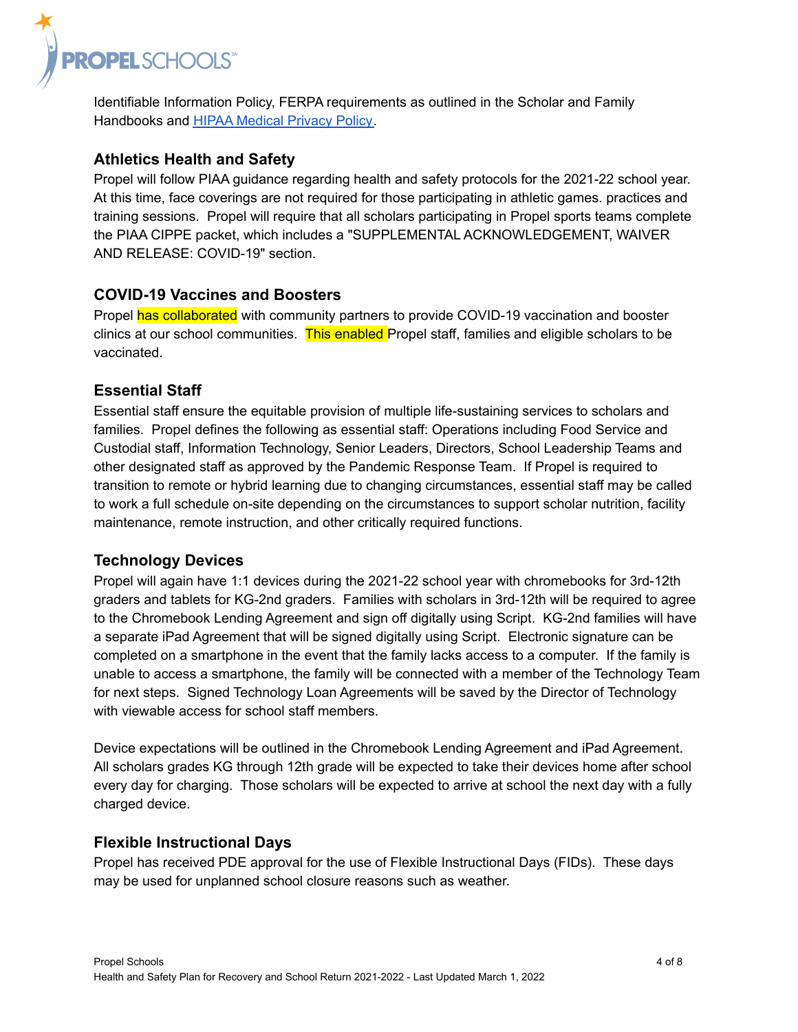Identifiable Information Policy, FERPA requirements as outlined in the Scholar and Family Handbooks and [HIPAA Medical Privacy Policy](#).

## Athletics Health and Safety

Propel will follow PIAA guidance regarding health and safety protocols for the 2021-22 school year. At this time, face coverings are not required for those participating in athletic games. practices and training sessions. Propel will require that all scholars participating in Propel sports teams complete the PIAA CIPPE packet, which includes a "SUPPLEMENTAL ACKNOWLEDGEMENT, WAIVER AND RELEASE: COVID-19" section.

## COVID-19 Vaccines and Boosters

Propel has collaborated with community partners to provide COVID-19 vaccination and booster clinics at our school communities. This enabled Propel staff, families and eligible scholars to be vaccinated.

## Essential Staff

Essential staff ensure the equitable provision of multiple life-sustaining services to scholars and families. Propel defines the following as essential staff: Operations including Food Service and Custodial staff, Information Technology, Senior Leaders, Directors, School Leadership Teams and other designated staff as approved by the Pandemic Response Team. If Propel is required to transition to remote or hybrid learning due to changing circumstances, essential staff may be called to work a full schedule on-site depending on the circumstances to support scholar nutrition, facility maintenance, remote instruction, and other critically required functions.

## Technology Devices

Propel will again have 1:1 devices during the 2021-22 school year with chromebooks for 3rd-12th graders and tablets for KG-2nd graders. Families with scholars in 3rd-12th will be required to agree to the Chromebook Lending Agreement and sign off digitally using Script. KG-2nd families will have a separate iPad Agreement that will be signed digitally using Script. Electronic signature can be completed on a smartphone in the event that the family lacks access to a computer. If the family is unable to access a smartphone, the family will be connected with a member of the Technology Team for next steps. Signed Technology Loan Agreements will be saved by the Director of Technology with viewable access for school staff members.

Device expectations will be outlined in the Chromebook Lending Agreement and iPad Agreement. All scholars grades KG through 12th grade will be expected to take their devices home after school every day for charging. Those scholars will be expected to arrive at school the next day with a fully charged device.

## Flexible Instructional Days

Propel has received PDE approval for the use of Flexible Instructional Days (FIDs). These days may be used for unplanned school closure reasons such as weather.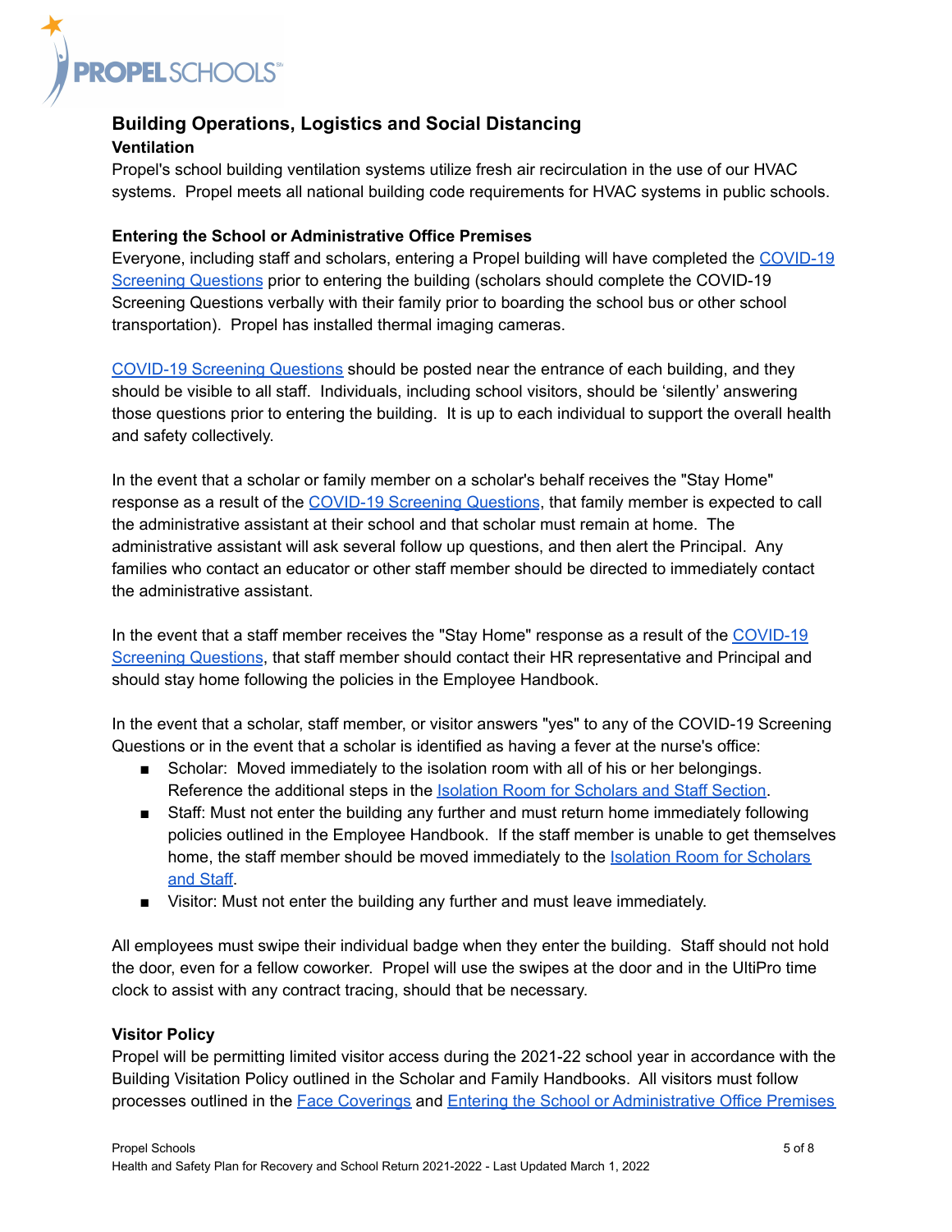## Building Operations, Logistics and Social Distancing

### Ventilation

Propel's school building ventilation systems utilize fresh air recirculation in the use of our HVAC systems. Propel meets all national building code requirements for HVAC systems in public schools.

### Entering the School or Administrative Office Premises

Everyone, including staff and scholars, entering a Propel building will have completed the COVID-19 Screening Questions prior to entering the building (scholars should complete the COVID-19 Screening Questions verbally with their family prior to boarding the school bus or other school transportation). Propel has installed thermal imaging cameras.

COVID-19 Screening Questions should be posted near the entrance of each building, and they should be visible to all staff. Individuals, including school visitors, should be 'silently' answering those questions prior to entering the building. It is up to each individual to support the overall health and safety collectively.

In the event that a scholar or family member on a scholar's behalf receives the "Stay Home" response as a result of the COVID-19 Screening Questions, that family member is expected to call the administrative assistant at their school and that scholar must remain at home. The administrative assistant will ask several follow up questions, and then alert the Principal. Any families who contact an educator or other staff member should be directed to immediately contact the administrative assistant.

In the event that a staff member receives the "Stay Home" response as a result of the COVID-19 Screening Questions, that staff member should contact their HR representative and Principal and should stay home following the policies in the Employee Handbook.

In the event that a scholar, staff member, or visitor answers "yes" to any of the COVID-19 Screening Questions or in the event that a scholar is identified as having a fever at the nurse's office:

- Scholar: Moved immediately to the isolation room with all of his or her belongings. Reference the additional steps in the Isolation Room for Scholars and Staff Section.
- Staff: Must not enter the building any further and must return home immediately following policies outlined in the Employee Handbook. If the staff member is unable to get themselves home, the staff member should be moved immediately to the Isolation Room for Scholars and Staff.
- Visitor: Must not enter the building any further and must leave immediately.

All employees must swipe their individual badge when they enter the building. Staff should not hold the door, even for a fellow coworker. Propel will use the swipes at the door and in the UltiPro time clock to assist with any contract tracing, should that be necessary.

### Visitor Policy

Propel will be permitting limited visitor access during the 2021-22 school year in accordance with the Building Visitation Policy outlined in the Scholar and Family Handbooks. All visitors must follow processes outlined in the Face Coverings and Entering the School or Administrative Office Premises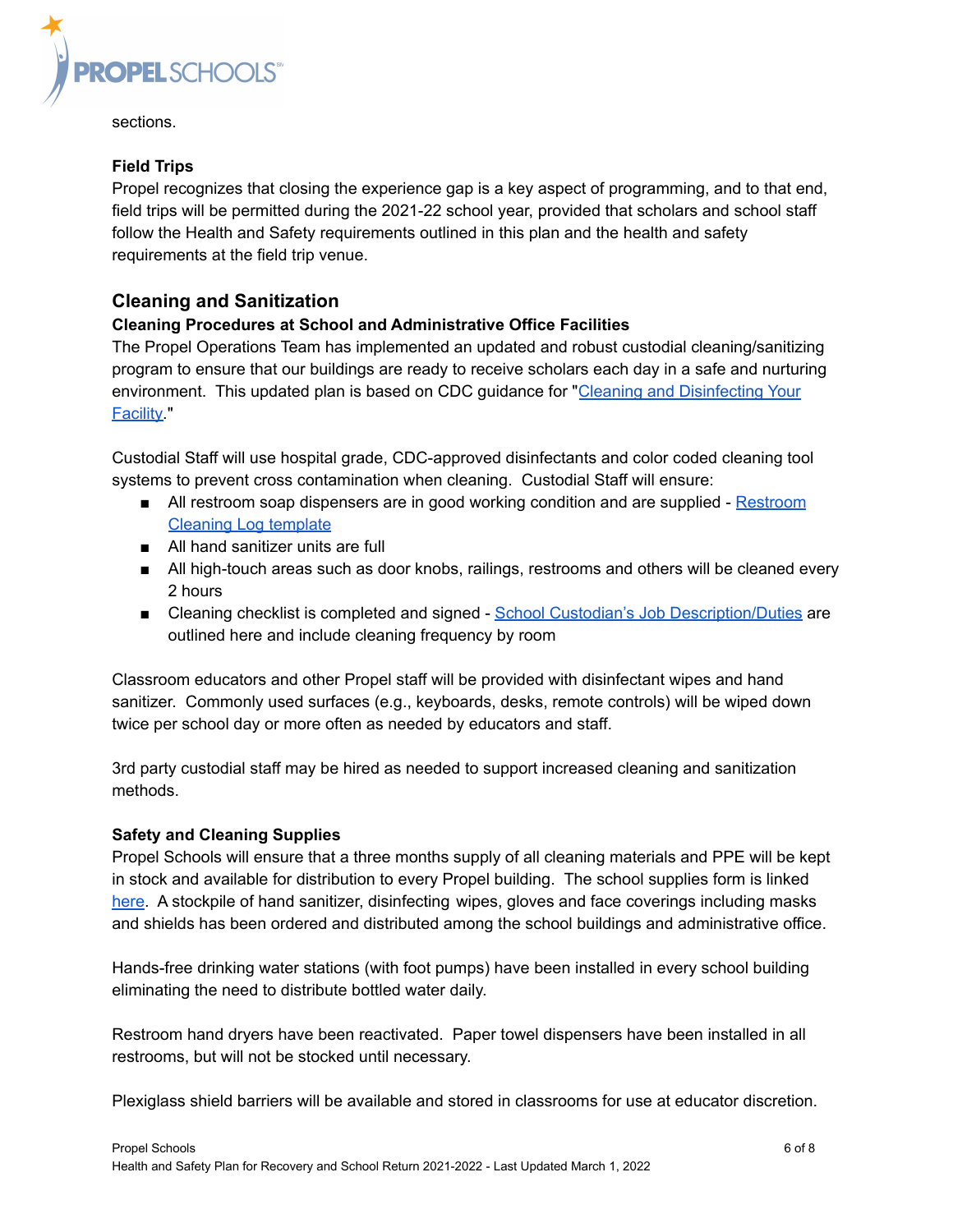sections.

**Field Trips**

Propel recognizes that closing the experience gap is a key aspect of programming, and to that end, field trips will be permitted during the 2021-22 school year, provided that scholars and school staff follow the Health and Safety requirements outlined in this plan and the health and safety requirements at the field trip venue.

## Cleaning and Sanitization

### Cleaning Procedures at School and Administrative Office Facilities

The Propel Operations Team has implemented an updated and robust custodial cleaning/sanitizing program to ensure that our buildings are ready to receive scholars each day in a safe and nurturing environment. This updated plan is based on CDC guidance for "Cleaning and Disinfecting Your Facility."

Custodial Staff will use hospital grade, CDC-approved disinfectants and color coded cleaning tool systems to prevent cross contamination when cleaning. Custodial Staff will ensure:

- All restroom soap dispensers are in good working condition and are supplied - Restroom Cleaning Log template
- All hand sanitizer units are full
- All high-touch areas such as door knobs, railings, restrooms and others will be cleaned every 2 hours
- Cleaning checklist is completed and signed - School Custodian's Job Description/Duties are outlined here and include cleaning frequency by room

Classroom educators and other Propel staff will be provided with disinfectant wipes and hand sanitizer. Commonly used surfaces (e.g., keyboards, desks, remote controls) will be wiped down twice per school day or more often as needed by educators and staff.

3rd party custodial staff may be hired as needed to support increased cleaning and sanitization methods.

### Safety and Cleaning Supplies

Propel Schools will ensure that a three months supply of all cleaning materials and PPE will be kept in stock and available for distribution to every Propel building. The school supplies form is linked here. A stockpile of hand sanitizer, disinfecting wipes, gloves and face coverings including masks and shields has been ordered and distributed among the school buildings and administrative office.

Hands-free drinking water stations (with foot pumps) have been installed in every school building eliminating the need to distribute bottled water daily.

Restroom hand dryers have been reactivated. Paper towel dispensers have been installed in all restrooms, but will not be stocked until necessary.

Plexiglass shield barriers will be available and stored in classrooms for use at educator discretion.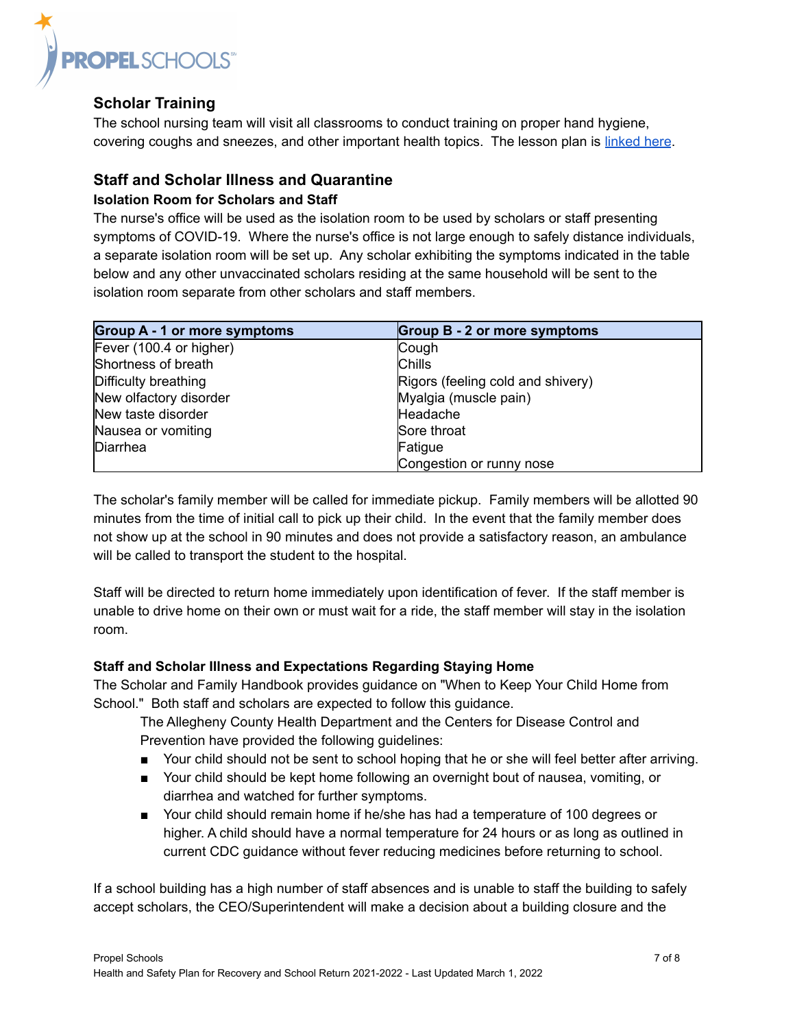## Scholar Training

The school nursing team will visit all classrooms to conduct training on proper hand hygiene, covering coughs and sneezes, and other important health topics. The lesson plan is [linked here](#).

## Staff and Scholar Illness and Quarantine

### Isolation Room for Scholars and Staff

The nurse's office will be used as the isolation room to be used by scholars or staff presenting symptoms of COVID-19. Where the nurse's office is not large enough to safely distance individuals, a separate isolation room will be set up. Any scholar exhibiting the symptoms indicated in the table below and any other unvaccinated scholars residing at the same household will be sent to the isolation room separate from other scholars and staff members.

| Group A - 1 or more symptoms | Group B - 2 or more symptoms |
|---|---|
| Fever (100.4 or higher) | Cough |
| Shortness of breath | Chills |
| Difficulty breathing | Rigors (feeling cold and shivery) |
| New olfactory disorder | Myalgia (muscle pain) |
| New taste disorder | Headache |
| Nausea or vomiting | Sore throat |
| Diarrhea | Fatigue |
| | Congestion or runny nose |

The scholar's family member will be called for immediate pickup. Family members will be allotted 90 minutes from the time of initial call to pick up their child. In the event that the family member does not show up at the school in 90 minutes and does not provide a satisfactory reason, an ambulance will be called to transport the student to the hospital.

Staff will be directed to return home immediately upon identification of fever. If the staff member is unable to drive home on their own or must wait for a ride, the staff member will stay in the isolation room.

### Staff and Scholar Illness and Expectations Regarding Staying Home

The Scholar and Family Handbook provides guidance on "When to Keep Your Child Home from School." Both staff and scholars are expected to follow this guidance.

> The Allegheny County Health Department and the Centers for Disease Control and Prevention have provided the following guidelines:
>
> - Your child should not be sent to school hoping that he or she will feel better after arriving.
> - Your child should be kept home following an overnight bout of nausea, vomiting, or diarrhea and watched for further symptoms.
> - Your child should remain home if he/she has had a temperature of 100 degrees or higher. A child should have a normal temperature for 24 hours or as long as outlined in current CDC guidance without fever reducing medicines before returning to school.

If a school building has a high number of staff absences and is unable to staff the building to safely accept scholars, the CEO/Superintendent will make a decision about a building closure and the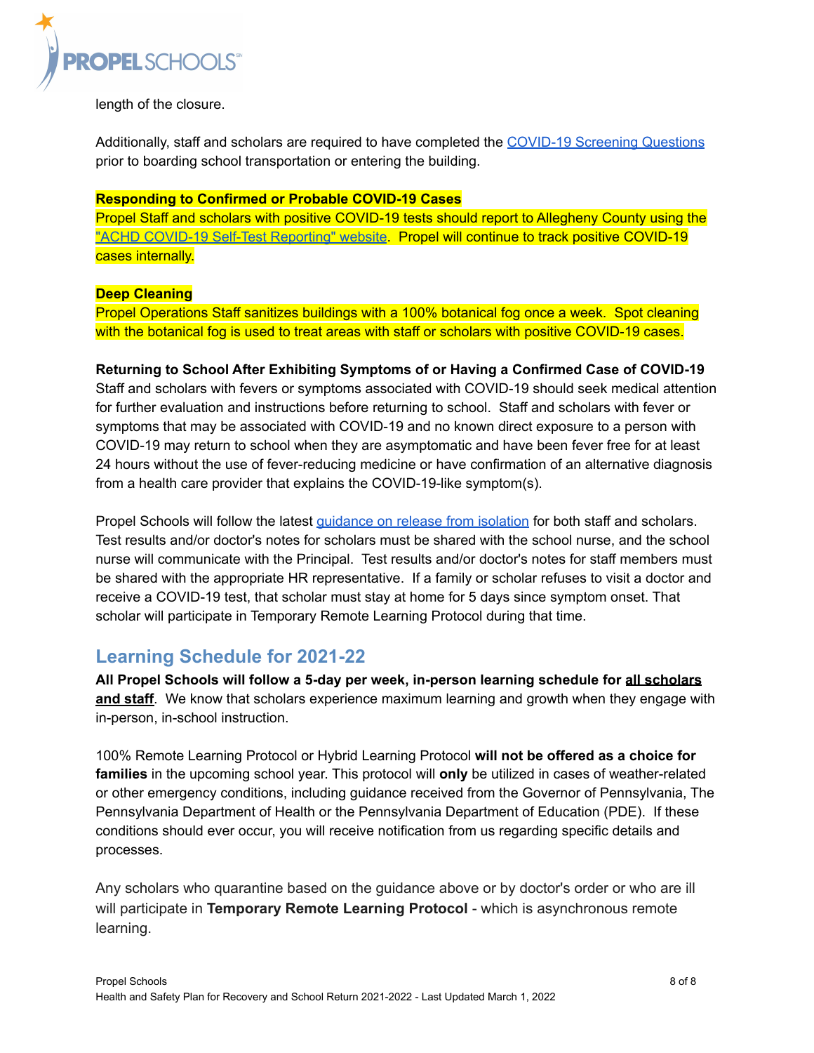length of the closure.

Additionally, staff and scholars are required to have completed the COVID-19 Screening Questions prior to boarding school transportation or entering the building.

**Responding to Confirmed or Probable COVID-19 Cases**

Propel Staff and scholars with positive COVID-19 tests should report to Allegheny County using the "ACHD COVID-19 Self-Test Reporting" website. Propel will continue to track positive COVID-19 cases internally.

**Deep Cleaning**

Propel Operations Staff sanitizes buildings with a 100% botanical fog once a week. Spot cleaning with the botanical fog is used to treat areas with staff or scholars with positive COVID-19 cases.

**Returning to School After Exhibiting Symptoms of or Having a Confirmed Case of COVID-19**

Staff and scholars with fevers or symptoms associated with COVID-19 should seek medical attention for further evaluation and instructions before returning to school. Staff and scholars with fever or symptoms that may be associated with COVID-19 and no known direct exposure to a person with COVID-19 may return to school when they are asymptomatic and have been fever free for at least 24 hours without the use of fever-reducing medicine or have confirmation of an alternative diagnosis from a health care provider that explains the COVID-19-like symptom(s).

Propel Schools will follow the latest guidance on release from isolation for both staff and scholars. Test results and/or doctor's notes for scholars must be shared with the school nurse, and the school nurse will communicate with the Principal. Test results and/or doctor's notes for staff members must be shared with the appropriate HR representative. If a family or scholar refuses to visit a doctor and receive a COVID-19 test, that scholar must stay at home for 5 days since symptom onset. That scholar will participate in Temporary Remote Learning Protocol during that time.

## Learning Schedule for 2021-22

**All Propel Schools will follow a 5-day per week, in-person learning schedule for all scholars and staff**. We know that scholars experience maximum learning and growth when they engage with in-person, in-school instruction.

100% Remote Learning Protocol or Hybrid Learning Protocol **will not be offered as a choice for families** in the upcoming school year. This protocol will **only** be utilized in cases of weather-related or other emergency conditions, including guidance received from the Governor of Pennsylvania, The Pennsylvania Department of Health or the Pennsylvania Department of Education (PDE). If these conditions should ever occur, you will receive notification from us regarding specific details and processes.

Any scholars who quarantine based on the guidance above or by doctor's order or who are ill will participate in **Temporary Remote Learning Protocol** - which is asynchronous remote learning.